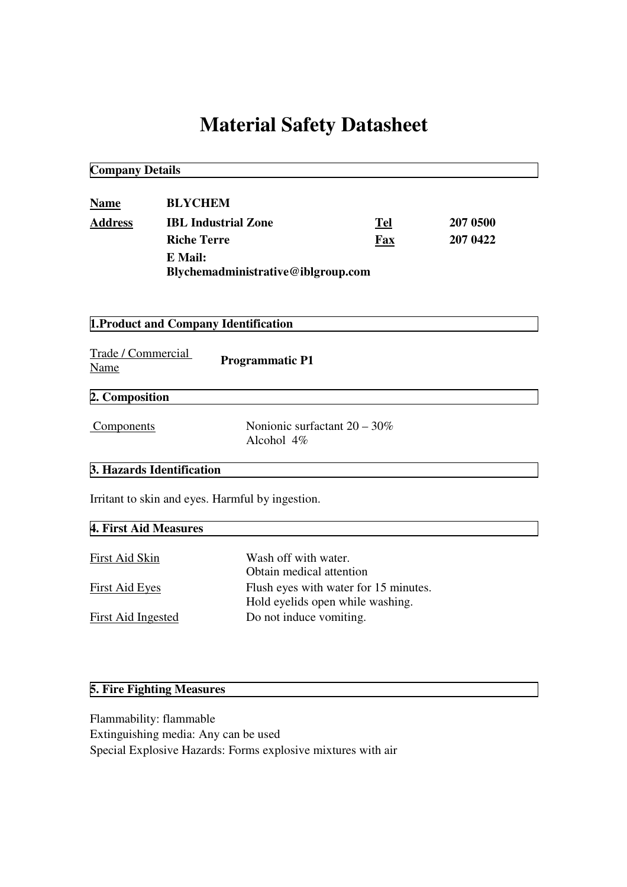# Material Safety Datasheet

## Company Details

| | | | |
|---|---|---|---|
| **Name** | **BLYCHEM** | | |
| **Address** | **IBL Industrial Zone** | **Tel** | **207 0500** |
| | **Riche Terre** | **Fax** | **207 0422** |
| | **E Mail: Blychemadministrative@iblgroup.com** | | |

## 1.Product and Company Identification

| | |
|---|---|
| Trade / Commercial Name | **Programmatic P1** |

## 2. Composition

| | |
|---|---|
| Components | Nonionic surfactant 20 – 30%<br>Alcohol 4% |

## 3. Hazards Identification

Irritant to skin and eyes. Harmful by ingestion.

## 4. First Aid Measures

| | |
|---|---|
| First Aid Skin | Wash off with water.<br>Obtain medical attention |
| First Aid Eyes | Flush eyes with water for 15 minutes.<br>Hold eyelids open while washing. |
| First Aid Ingested | Do not induce vomiting. |

## 5. Fire Fighting Measures

Flammability: flammable
Extinguishing media: Any can be used
Special Explosive Hazards: Forms explosive mixtures with air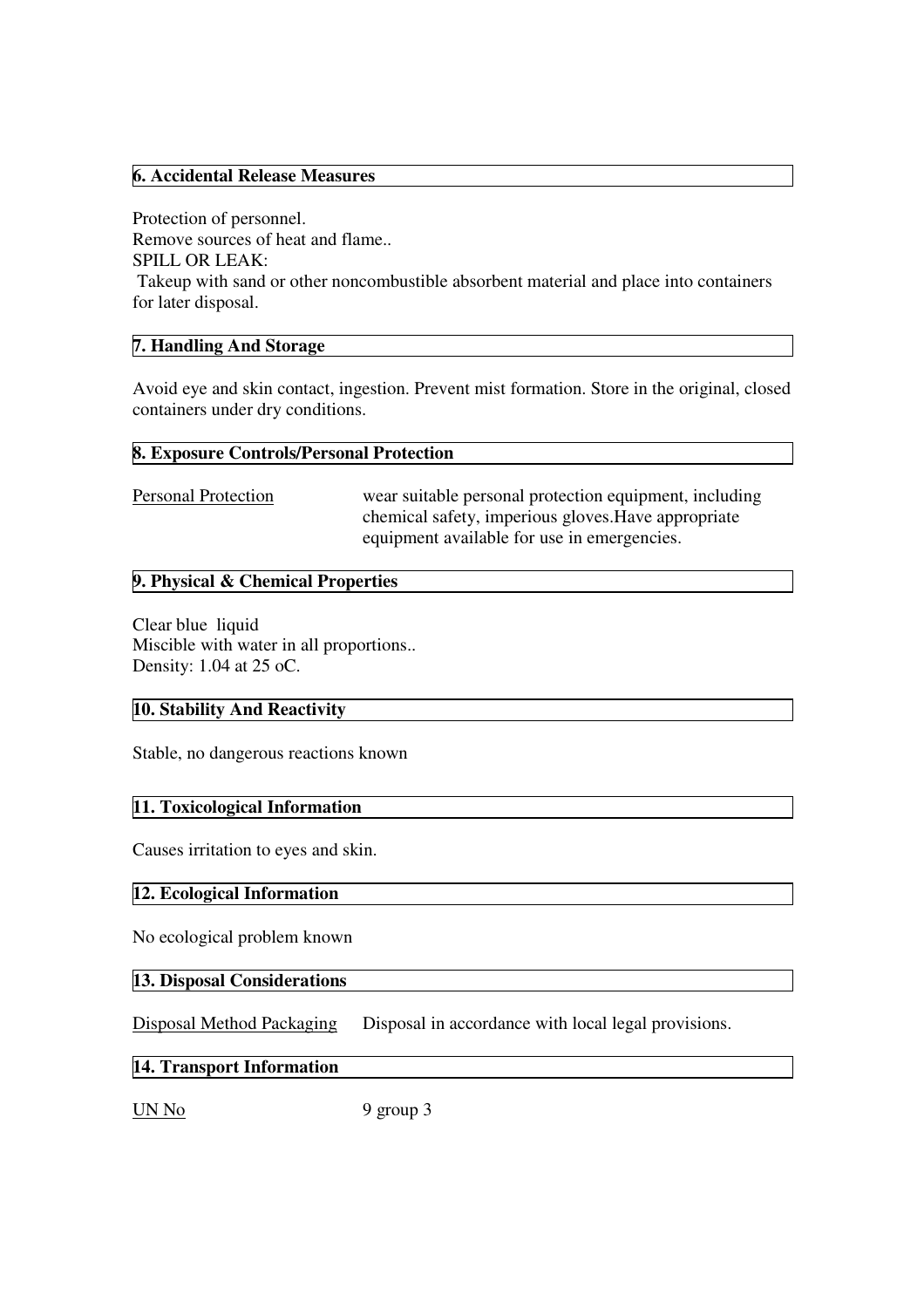## 6. Accidental Release Measures

Protection of personnel.
Remove sources of heat and flame..
SPILL OR LEAK:
Takeup with sand or other noncombustible absorbent material and place into containers for later disposal.

## 7. Handling And Storage

Avoid eye and skin contact, ingestion. Prevent mist formation. Store in the original, closed containers under dry conditions.

## 8. Exposure Controls/Personal Protection

| Personal Protection | wear suitable personal protection equipment, including chemical safety, imperious gloves.Have appropriate equipment available for use in emergencies. |
|---|---|

## 9. Physical & Chemical Properties

Clear blue liquid
Miscible with water in all proportions..
Density: 1.04 at 25 oC.

## 10. Stability And Reactivity

Stable, no dangerous reactions known

## 11. Toxicological Information

Causes irritation to eyes and skin.

## 12. Ecological Information

No ecological problem known

## 13. Disposal Considerations

| Disposal Method Packaging | Disposal in accordance with local legal provisions. |
|---|---|

## 14. Transport Information

| UN No | 9 group 3 |
|---|---|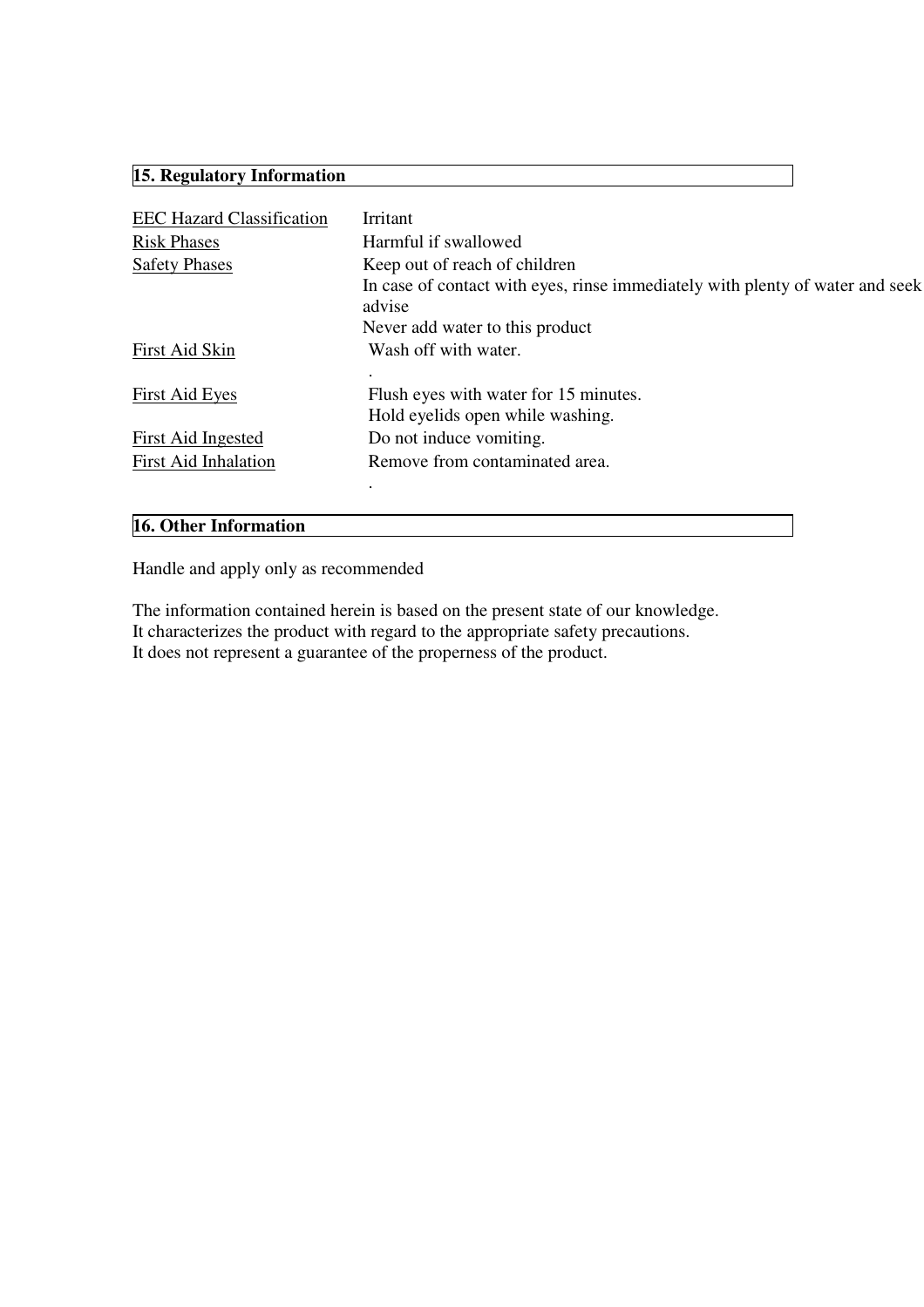## 15. Regulatory Information

| | |
|---|---|
| EEC Hazard Classification | Irritant |
| Risk Phases | Harmful if swallowed |
| Safety Phases | Keep out of reach of children<br>In case of contact with eyes, rinse immediately with plenty of water and seek advise<br>Never add water to this product |
| First Aid Skin | Wash off with water.<br>. |
| First Aid Eyes | Flush eyes with water for 15 minutes.<br>Hold eyelids open while washing. |
| First Aid Ingested | Do not induce vomiting. |
| First Aid Inhalation | Remove from contaminated area.<br>. |

## 16. Other Information

Handle and apply only as recommended

The information contained herein is based on the present state of our knowledge.
It characterizes the product with regard to the appropriate safety precautions.
It does not represent a guarantee of the properness of the product.